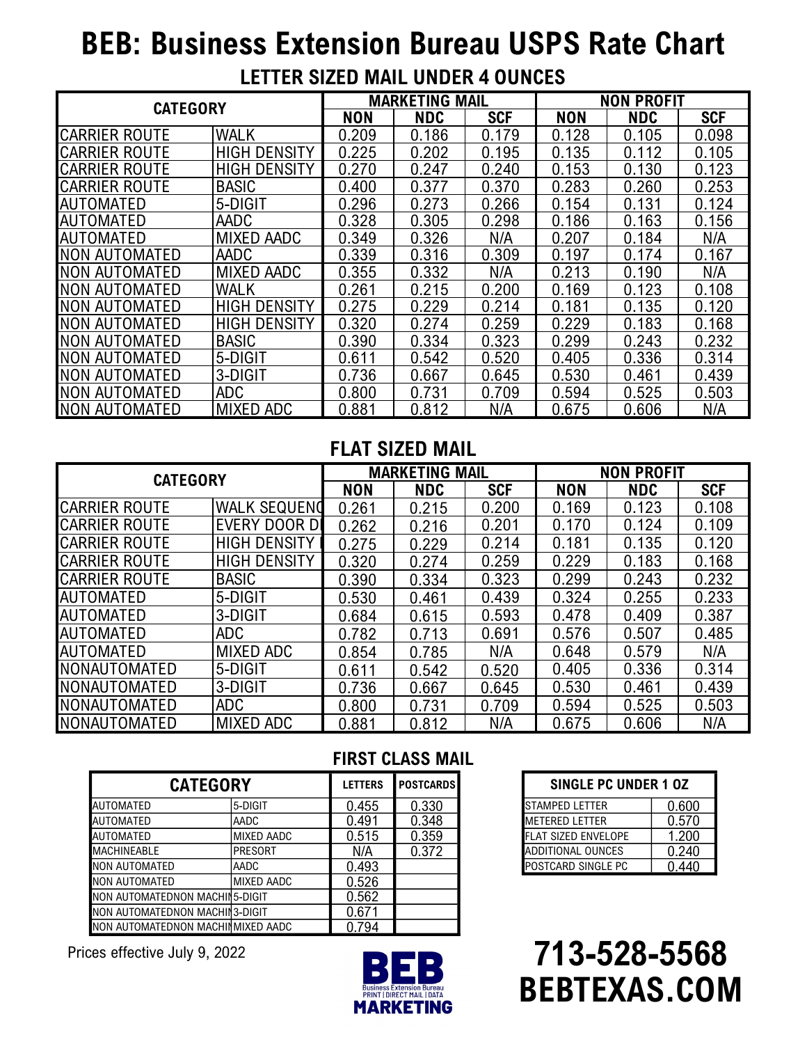# BEB: Business Extension Bureau USPS Rate Chart

## LETTER SIZED MAIL UNDER 4 OUNCES

| CATEGORY | | MARKETING MAIL | | | NON PROFIT | | |
|---|---|---|---|---|---|---|---|
| | | NON | NDC | SCF | NON | NDC | SCF |
| CARRIER ROUTE | WALK | 0.209 | 0.186 | 0.179 | 0.128 | 0.105 | 0.098 |
| CARRIER ROUTE | HIGH DENSITY | 0.225 | 0.202 | 0.195 | 0.135 | 0.112 | 0.105 |
| CARRIER ROUTE | HIGH DENSITY | 0.270 | 0.247 | 0.240 | 0.153 | 0.130 | 0.123 |
| CARRIER ROUTE | BASIC | 0.400 | 0.377 | 0.370 | 0.283 | 0.260 | 0.253 |
| AUTOMATED | 5-DIGIT | 0.296 | 0.273 | 0.266 | 0.154 | 0.131 | 0.124 |
| AUTOMATED | AADC | 0.328 | 0.305 | 0.298 | 0.186 | 0.163 | 0.156 |
| AUTOMATED | MIXED AADC | 0.349 | 0.326 | N/A | 0.207 | 0.184 | N/A |
| NON AUTOMATED | AADC | 0.339 | 0.316 | 0.309 | 0.197 | 0.174 | 0.167 |
| NON AUTOMATED | MIXED AADC | 0.355 | 0.332 | N/A | 0.213 | 0.190 | N/A |
| NON AUTOMATED | WALK | 0.261 | 0.215 | 0.200 | 0.169 | 0.123 | 0.108 |
| NON AUTOMATED | HIGH DENSITY | 0.275 | 0.229 | 0.214 | 0.181 | 0.135 | 0.120 |
| NON AUTOMATED | HIGH DENSITY | 0.320 | 0.274 | 0.259 | 0.229 | 0.183 | 0.168 |
| NON AUTOMATED | BASIC | 0.390 | 0.334 | 0.323 | 0.299 | 0.243 | 0.232 |
| NON AUTOMATED | 5-DIGIT | 0.611 | 0.542 | 0.520 | 0.405 | 0.336 | 0.314 |
| NON AUTOMATED | 3-DIGIT | 0.736 | 0.667 | 0.645 | 0.530 | 0.461 | 0.439 |
| NON AUTOMATED | ADC | 0.800 | 0.731 | 0.709 | 0.594 | 0.525 | 0.503 |
| NON AUTOMATED | MIXED ADC | 0.881 | 0.812 | N/A | 0.675 | 0.606 | N/A |

## FLAT SIZED MAIL

| CATEGORY | | MARKETING MAIL | | | NON PROFIT | | |
|---|---|---|---|---|---|---|---|
| | | NON | NDC | SCF | NON | NDC | SCF |
| CARRIER ROUTE | WALK SEQUENC | 0.261 | 0.215 | 0.200 | 0.169 | 0.123 | 0.108 |
| CARRIER ROUTE | EVERY DOOR D | 0.262 | 0.216 | 0.201 | 0.170 | 0.124 | 0.109 |
| CARRIER ROUTE | HIGH DENSITY | 0.275 | 0.229 | 0.214 | 0.181 | 0.135 | 0.120 |
| CARRIER ROUTE | HIGH DENSITY | 0.320 | 0.274 | 0.259 | 0.229 | 0.183 | 0.168 |
| CARRIER ROUTE | BASIC | 0.390 | 0.334 | 0.323 | 0.299 | 0.243 | 0.232 |
| AUTOMATED | 5-DIGIT | 0.530 | 0.461 | 0.439 | 0.324 | 0.255 | 0.233 |
| AUTOMATED | 3-DIGIT | 0.684 | 0.615 | 0.593 | 0.478 | 0.409 | 0.387 |
| AUTOMATED | ADC | 0.782 | 0.713 | 0.691 | 0.576 | 0.507 | 0.485 |
| AUTOMATED | MIXED ADC | 0.854 | 0.785 | N/A | 0.648 | 0.579 | N/A |
| NONAUTOMATED | 5-DIGIT | 0.611 | 0.542 | 0.520 | 0.405 | 0.336 | 0.314 |
| NONAUTOMATED | 3-DIGIT | 0.736 | 0.667 | 0.645 | 0.530 | 0.461 | 0.439 |
| NONAUTOMATED | ADC | 0.800 | 0.731 | 0.709 | 0.594 | 0.525 | 0.503 |
| NONAUTOMATED | MIXED ADC | 0.881 | 0.812 | N/A | 0.675 | 0.606 | N/A |

## FIRST CLASS MAIL

| CATEGORY | | LETTERS | POSTCARDS |
|---|---|---|---|
| AUTOMATED | 5-DIGIT | 0.455 | 0.330 |
| AUTOMATED | AADC | 0.491 | 0.348 |
| AUTOMATED | MIXED AADC | 0.515 | 0.359 |
| MACHINEABLE | PRESORT | N/A | 0.372 |
| NON AUTOMATED | AADC | 0.493 | |
| NON AUTOMATED | MIXED AADC | 0.526 | |
| NON AUTOMATEDNON MACHIN | 5-DIGIT | 0.562 | |
| NON AUTOMATEDNON MACHIN | 3-DIGIT | 0.671 | |
| NON AUTOMATEDNON MACHIN | MIXED AADC | 0.794 | |

| SINGLE PC UNDER 1 OZ | |
|---|---|
| STAMPED LETTER | 0.600 |
| METERED LETTER | 0.570 |
| FLAT SIZED ENVELOPE | 1.200 |
| ADDITIONAL OUNCES | 0.240 |
| POSTCARD SINGLE PC | 0.440 |

Prices effective July 9, 2022

BEB
Business Extension Bureau
PRINT | DIRECT MAIL | DATA
MARKETING

**713-528-5568**
**BEBTEXAS.COM**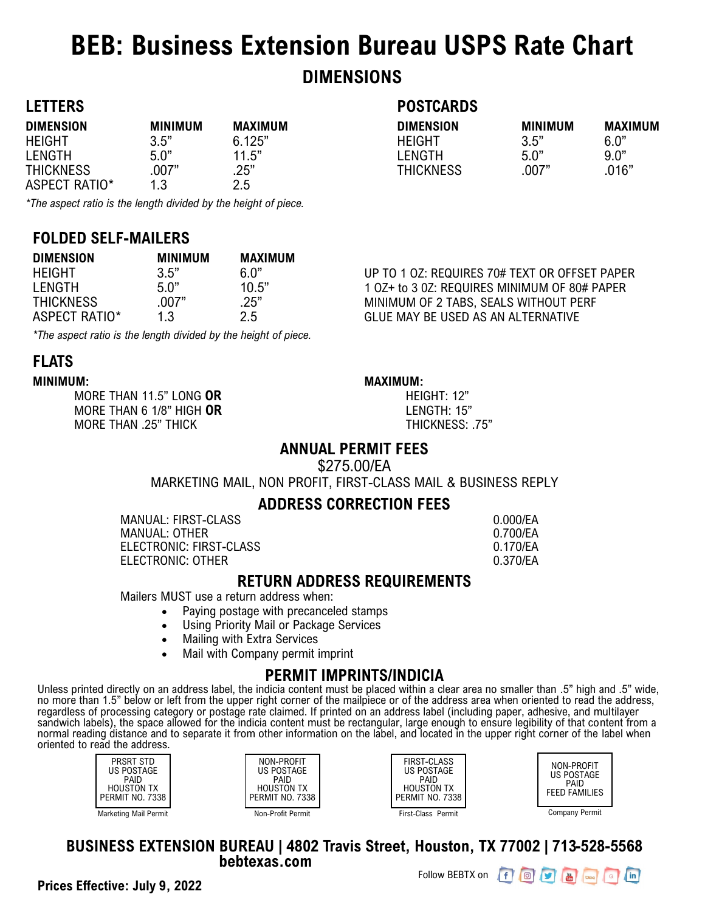# BEB: Business Extension Bureau USPS Rate Chart

## DIMENSIONS

### LETTERS

| DIMENSION | MINIMUM | MAXIMUM |
|---|---|---|
| HEIGHT | 3.5” | 6.125” |
| LENGTH | 5.0” | 11.5” |
| THICKNESS | .007” | .25” |
| ASPECT RATIO* | 1.3 | 2.5 |

*\*The aspect ratio is the length divided by the height of piece.*

### POSTCARDS

| DIMENSION | MINIMUM | MAXIMUM |
|---|---|---|
| HEIGHT | 3.5” | 6.0” |
| LENGTH | 5.0” | 9.0” |
| THICKNESS | .007” | .016” |

### FOLDED SELF-MAILERS

| DIMENSION | MINIMUM | MAXIMUM |
|---|---|---|
| HEIGHT | 3.5” | 6.0” |
| LENGTH | 5.0” | 10.5” |
| THICKNESS | .007” | .25” |
| ASPECT RATIO* | 1.3 | 2.5 |

*\*The aspect ratio is the length divided by the height of piece.*

UP TO 1 OZ: REQUIRES 70# TEXT OR OFFSET PAPER
1 OZ+ to 3 OZ: REQUIRES MINIMUM OF 80# PAPER
MINIMUM OF 2 TABS, SEALS WITHOUT PERF
GLUE MAY BE USED AS AN ALTERNATIVE

### FLATS

**MINIMUM:**

MORE THAN 11.5” LONG **OR**
MORE THAN 6 1/8” HIGH **OR**
MORE THAN .25” THICK

**MAXIMUM:**

HEIGHT: 12”
LENGTH: 15”
THICKNESS: .75”

## ANNUAL PERMIT FEES

$275.00/EA

MARKETING MAIL, NON PROFIT, FIRST-CLASS MAIL & BUSINESS REPLY

## ADDRESS CORRECTION FEES

| | |
|---|---|
| MANUAL: FIRST-CLASS | 0.000/EA |
| MANUAL: OTHER | 0.700/EA |
| ELECTRONIC: FIRST-CLASS | 0.170/EA |
| ELECTRONIC: OTHER | 0.370/EA |

## RETURN ADDRESS REQUIREMENTS

Mailers MUST use a return address when:

- Paying postage with precanceled stamps
- Using Priority Mail or Package Services
- Mailing with Extra Services
- Mail with Company permit imprint

## PERMIT IMPRINTS/INDICIA

Unless printed directly on an address label, the indicia content must be placed within a clear area no smaller than .5” high and .5” wide, no more than 1.5” below or left from the upper right corner of the mailpiece or of the address area when oriented to read the address, regardless of processing category or postage rate claimed. If printed on an address label (including paper, adhesive, and multilayer sandwich labels), the space allowed for the indicia content must be rectangular, large enough to ensure legibility of that content from a normal reading distance and to separate it from other information on the label, and located in the upper right corner of the label when oriented to read the address.

PRSRT STD
US POSTAGE
PAID
HOUSTON TX
PERMIT NO. 7338

Marketing Mail Permit

NON-PROFIT
US POSTAGE
PAID
HOUSTON TX
PERMIT NO. 7338

Non-Profit Permit

FIRST-CLASS
US POSTAGE
PAID
HOUSTON TX
PERMIT NO. 7338

First-Class Permit

NON-PROFIT
US POSTAGE
PAID
FEED FAMILIES

Company Permit

**BUSINESS EXTENSION BUREAU | 4802 Travis Street, Houston, TX 77002 | 713-528-5568**
**bebtexas.com**

Follow BEBTX on

**Prices Effective: July 9, 2022**